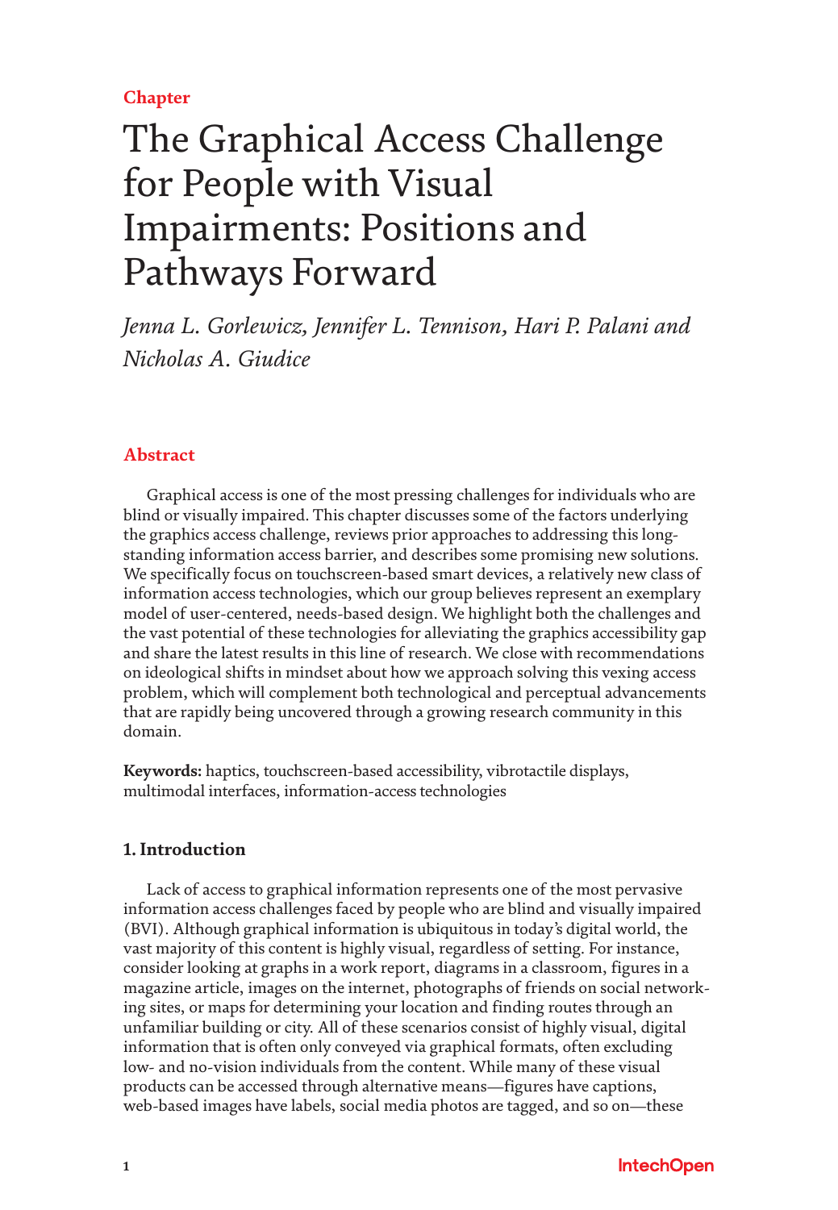Chapter

# The Graphical Access Challenge for People with Visual Impairments: Positions and Pathways Forward

*Jenna L. Gorlewicz, Jennifer L. Tennison, Hari P. Palani and Nicholas A. Giudice*

## Abstract

Graphical access is one of the most pressing challenges for individuals who are blind or visually impaired. This chapter discusses some of the factors underlying the graphics access challenge, reviews prior approaches to addressing this long-standing information access barrier, and describes some promising new solutions. We specifically focus on touchscreen-based smart devices, a relatively new class of information access technologies, which our group believes represent an exemplary model of user-centered, needs-based design. We highlight both the challenges and the vast potential of these technologies for alleviating the graphics accessibility gap and share the latest results in this line of research. We close with recommendations on ideological shifts in mindset about how we approach solving this vexing access problem, which will complement both technological and perceptual advancements that are rapidly being uncovered through a growing research community in this domain.

**Keywords:** haptics, touchscreen-based accessibility, vibrotactile displays, multimodal interfaces, information-access technologies

### 1. Introduction

Lack of access to graphical information represents one of the most pervasive information access challenges faced by people who are blind and visually impaired (BVI). Although graphical information is ubiquitous in today's digital world, the vast majority of this content is highly visual, regardless of setting. For instance, consider looking at graphs in a work report, diagrams in a classroom, figures in a magazine article, images on the internet, photographs of friends on social networking sites, or maps for determining your location and finding routes through an unfamiliar building or city. All of these scenarios consist of highly visual, digital information that is often only conveyed via graphical formats, often excluding low- and no-vision individuals from the content. While many of these visual products can be accessed through alternative means—figures have captions, web-based images have labels, social media photos are tagged, and so on—these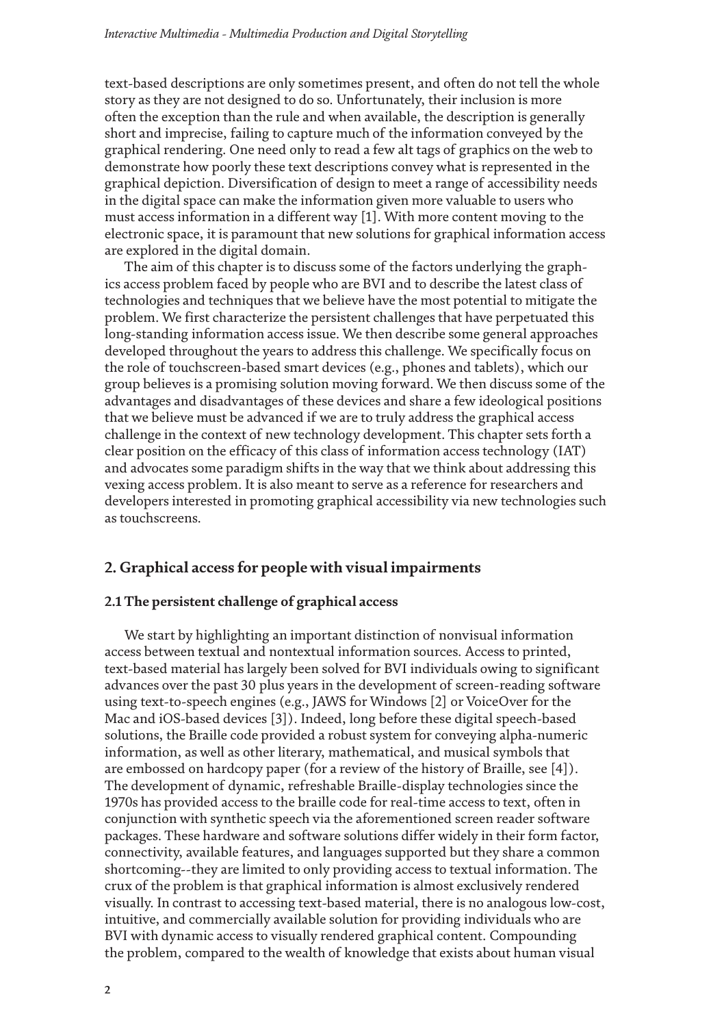text-based descriptions are only sometimes present, and often do not tell the whole story as they are not designed to do so. Unfortunately, their inclusion is more often the exception than the rule and when available, the description is generally short and imprecise, failing to capture much of the information conveyed by the graphical rendering. One need only to read a few alt tags of graphics on the web to demonstrate how poorly these text descriptions convey what is represented in the graphical depiction. Diversification of design to meet a range of accessibility needs in the digital space can make the information given more valuable to users who must access information in a different way [1]. With more content moving to the electronic space, it is paramount that new solutions for graphical information access are explored in the digital domain.

The aim of this chapter is to discuss some of the factors underlying the graphics access problem faced by people who are BVI and to describe the latest class of technologies and techniques that we believe have the most potential to mitigate the problem. We first characterize the persistent challenges that have perpetuated this long-standing information access issue. We then describe some general approaches developed throughout the years to address this challenge. We specifically focus on the role of touchscreen-based smart devices (e.g., phones and tablets), which our group believes is a promising solution moving forward. We then discuss some of the advantages and disadvantages of these devices and share a few ideological positions that we believe must be advanced if we are to truly address the graphical access challenge in the context of new technology development. This chapter sets forth a clear position on the efficacy of this class of information access technology (IAT) and advocates some paradigm shifts in the way that we think about addressing this vexing access problem. It is also meant to serve as a reference for researchers and developers interested in promoting graphical accessibility via new technologies such as touchscreens.

## 2. Graphical access for people with visual impairments

### 2.1 The persistent challenge of graphical access

We start by highlighting an important distinction of nonvisual information access between textual and nontextual information sources. Access to printed, text-based material has largely been solved for BVI individuals owing to significant advances over the past 30 plus years in the development of screen-reading software using text-to-speech engines (e.g., JAWS for Windows [2] or VoiceOver for the Mac and iOS-based devices [3]). Indeed, long before these digital speech-based solutions, the Braille code provided a robust system for conveying alpha-numeric information, as well as other literary, mathematical, and musical symbols that are embossed on hardcopy paper (for a review of the history of Braille, see [4]). The development of dynamic, refreshable Braille-display technologies since the 1970s has provided access to the braille code for real-time access to text, often in conjunction with synthetic speech via the aforementioned screen reader software packages. These hardware and software solutions differ widely in their form factor, connectivity, available features, and languages supported but they share a common shortcoming--they are limited to only providing access to textual information. The crux of the problem is that graphical information is almost exclusively rendered visually. In contrast to accessing text-based material, there is no analogous low-cost, intuitive, and commercially available solution for providing individuals who are BVI with dynamic access to visually rendered graphical content. Compounding the problem, compared to the wealth of knowledge that exists about human visual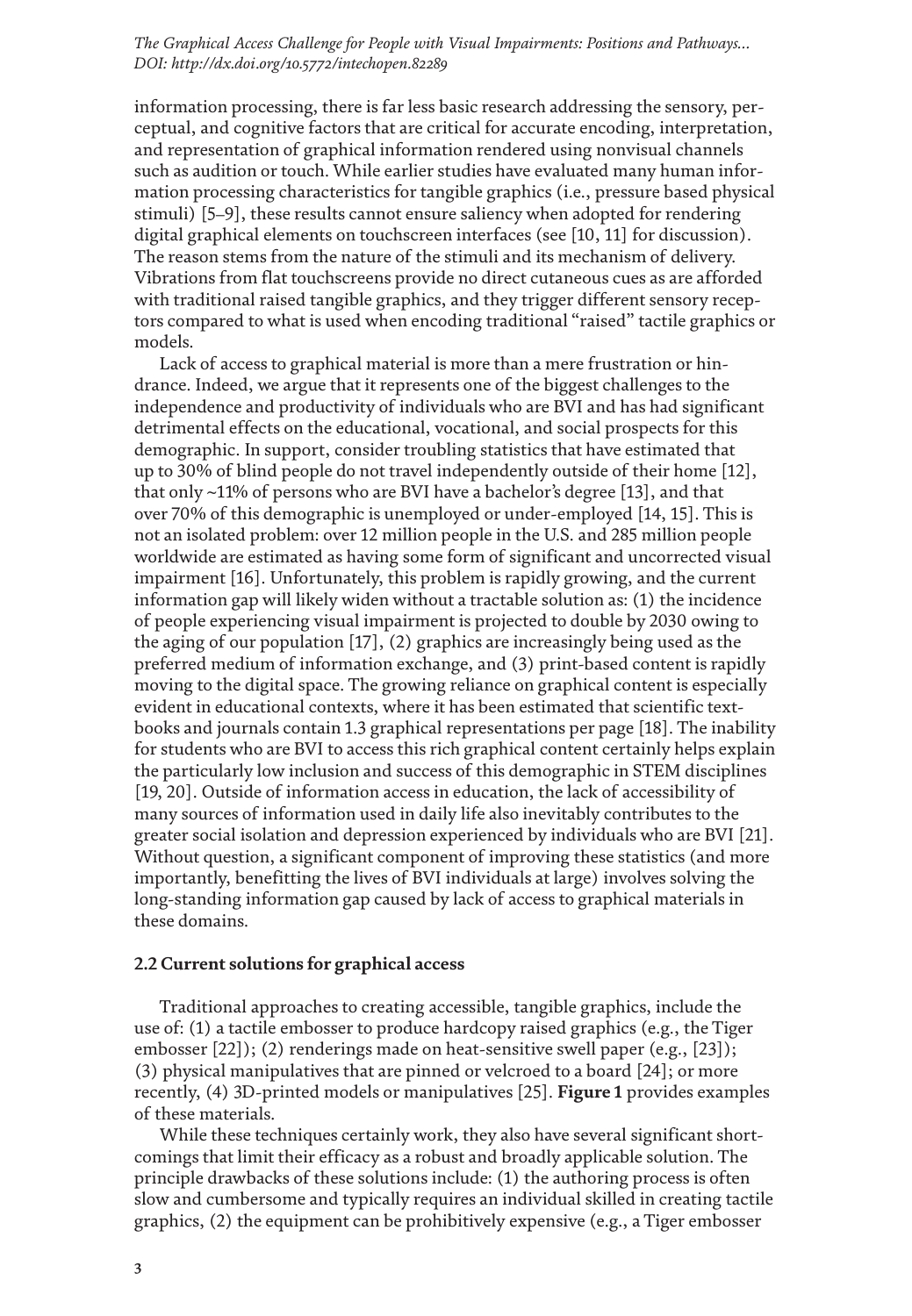information processing, there is far less basic research addressing the sensory, perceptual, and cognitive factors that are critical for accurate encoding, interpretation, and representation of graphical information rendered using nonvisual channels such as audition or touch. While earlier studies have evaluated many human information processing characteristics for tangible graphics (i.e., pressure based physical stimuli) [5–9], these results cannot ensure saliency when adopted for rendering digital graphical elements on touchscreen interfaces (see [10, 11] for discussion). The reason stems from the nature of the stimuli and its mechanism of delivery. Vibrations from flat touchscreens provide no direct cutaneous cues as are afforded with traditional raised tangible graphics, and they trigger different sensory receptors compared to what is used when encoding traditional "raised" tactile graphics or models.

Lack of access to graphical material is more than a mere frustration or hindrance. Indeed, we argue that it represents one of the biggest challenges to the independence and productivity of individuals who are BVI and has had significant detrimental effects on the educational, vocational, and social prospects for this demographic. In support, consider troubling statistics that have estimated that up to 30% of blind people do not travel independently outside of their home [12], that only ~11% of persons who are BVI have a bachelor's degree [13], and that over 70% of this demographic is unemployed or under-employed [14, 15]. This is not an isolated problem: over 12 million people in the U.S. and 285 million people worldwide are estimated as having some form of significant and uncorrected visual impairment [16]. Unfortunately, this problem is rapidly growing, and the current information gap will likely widen without a tractable solution as: (1) the incidence of people experiencing visual impairment is projected to double by 2030 owing to the aging of our population [17], (2) graphics are increasingly being used as the preferred medium of information exchange, and (3) print-based content is rapidly moving to the digital space. The growing reliance on graphical content is especially evident in educational contexts, where it has been estimated that scientific textbooks and journals contain 1.3 graphical representations per page [18]. The inability for students who are BVI to access this rich graphical content certainly helps explain the particularly low inclusion and success of this demographic in STEM disciplines [19, 20]. Outside of information access in education, the lack of accessibility of many sources of information used in daily life also inevitably contributes to the greater social isolation and depression experienced by individuals who are BVI [21]. Without question, a significant component of improving these statistics (and more importantly, benefitting the lives of BVI individuals at large) involves solving the long-standing information gap caused by lack of access to graphical materials in these domains.

### 2.2 Current solutions for graphical access

Traditional approaches to creating accessible, tangible graphics, include the use of: (1) a tactile embosser to produce hardcopy raised graphics (e.g., the Tiger embosser [22]); (2) renderings made on heat-sensitive swell paper (e.g., [23]); (3) physical manipulatives that are pinned or velcroed to a board [24]; or more recently, (4) 3D-printed models or manipulatives [25]. **Figure 1** provides examples of these materials.

While these techniques certainly work, they also have several significant shortcomings that limit their efficacy as a robust and broadly applicable solution. The principle drawbacks of these solutions include: (1) the authoring process is often slow and cumbersome and typically requires an individual skilled in creating tactile graphics, (2) the equipment can be prohibitively expensive (e.g., a Tiger embosser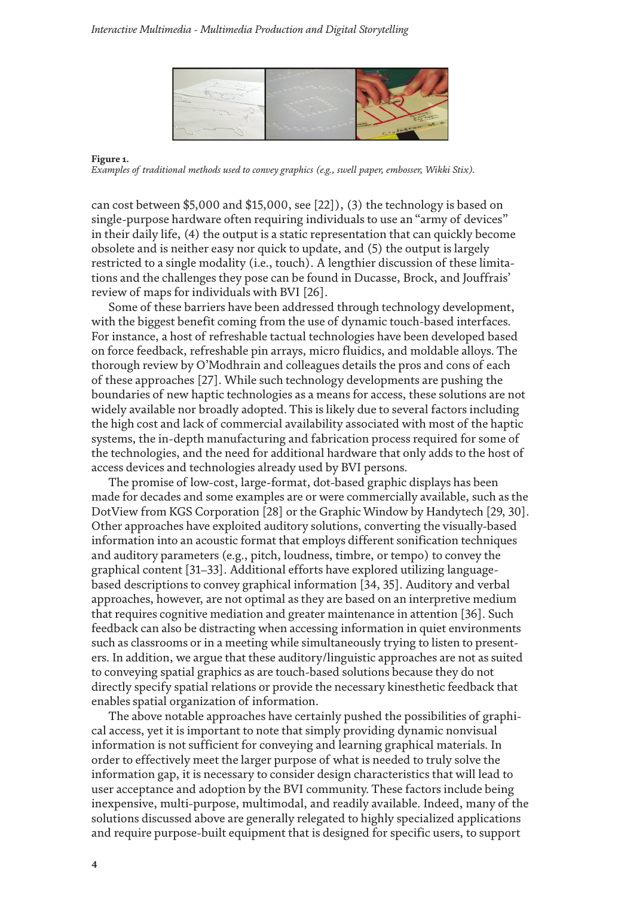**Figure 1.**
*Examples of traditional methods used to convey graphics (e.g., swell paper, embosser, Wikki Stix).*

can cost between $5,000 and $15,000, see [22]), (3) the technology is based on single-purpose hardware often requiring individuals to use an "army of devices" in their daily life, (4) the output is a static representation that can quickly become obsolete and is neither easy nor quick to update, and (5) the output is largely restricted to a single modality (i.e., touch). A lengthier discussion of these limitations and the challenges they pose can be found in Ducasse, Brock, and Jouffrais' review of maps for individuals with BVI [26].

Some of these barriers have been addressed through technology development, with the biggest benefit coming from the use of dynamic touch-based interfaces. For instance, a host of refreshable tactual technologies have been developed based on force feedback, refreshable pin arrays, micro fluidics, and moldable alloys. The thorough review by O'Modhrain and colleagues details the pros and cons of each of these approaches [27]. While such technology developments are pushing the boundaries of new haptic technologies as a means for access, these solutions are not widely available nor broadly adopted. This is likely due to several factors including the high cost and lack of commercial availability associated with most of the haptic systems, the in-depth manufacturing and fabrication process required for some of the technologies, and the need for additional hardware that only adds to the host of access devices and technologies already used by BVI persons.

The promise of low-cost, large-format, dot-based graphic displays has been made for decades and some examples are or were commercially available, such as the DotView from KGS Corporation [28] or the Graphic Window by Handytech [29, 30]. Other approaches have exploited auditory solutions, converting the visually-based information into an acoustic format that employs different sonification techniques and auditory parameters (e.g., pitch, loudness, timbre, or tempo) to convey the graphical content [31–33]. Additional efforts have explored utilizing language-based descriptions to convey graphical information [34, 35]. Auditory and verbal approaches, however, are not optimal as they are based on an interpretive medium that requires cognitive mediation and greater maintenance in attention [36]. Such feedback can also be distracting when accessing information in quiet environments such as classrooms or in a meeting while simultaneously trying to listen to presenters. In addition, we argue that these auditory/linguistic approaches are not as suited to conveying spatial graphics as are touch-based solutions because they do not directly specify spatial relations or provide the necessary kinesthetic feedback that enables spatial organization of information.

The above notable approaches have certainly pushed the possibilities of graphical access, yet it is important to note that simply providing dynamic nonvisual information is not sufficient for conveying and learning graphical materials. In order to effectively meet the larger purpose of what is needed to truly solve the information gap, it is necessary to consider design characteristics that will lead to user acceptance and adoption by the BVI community. These factors include being inexpensive, multi-purpose, multimodal, and readily available. Indeed, many of the solutions discussed above are generally relegated to highly specialized applications and require purpose-built equipment that is designed for specific users, to support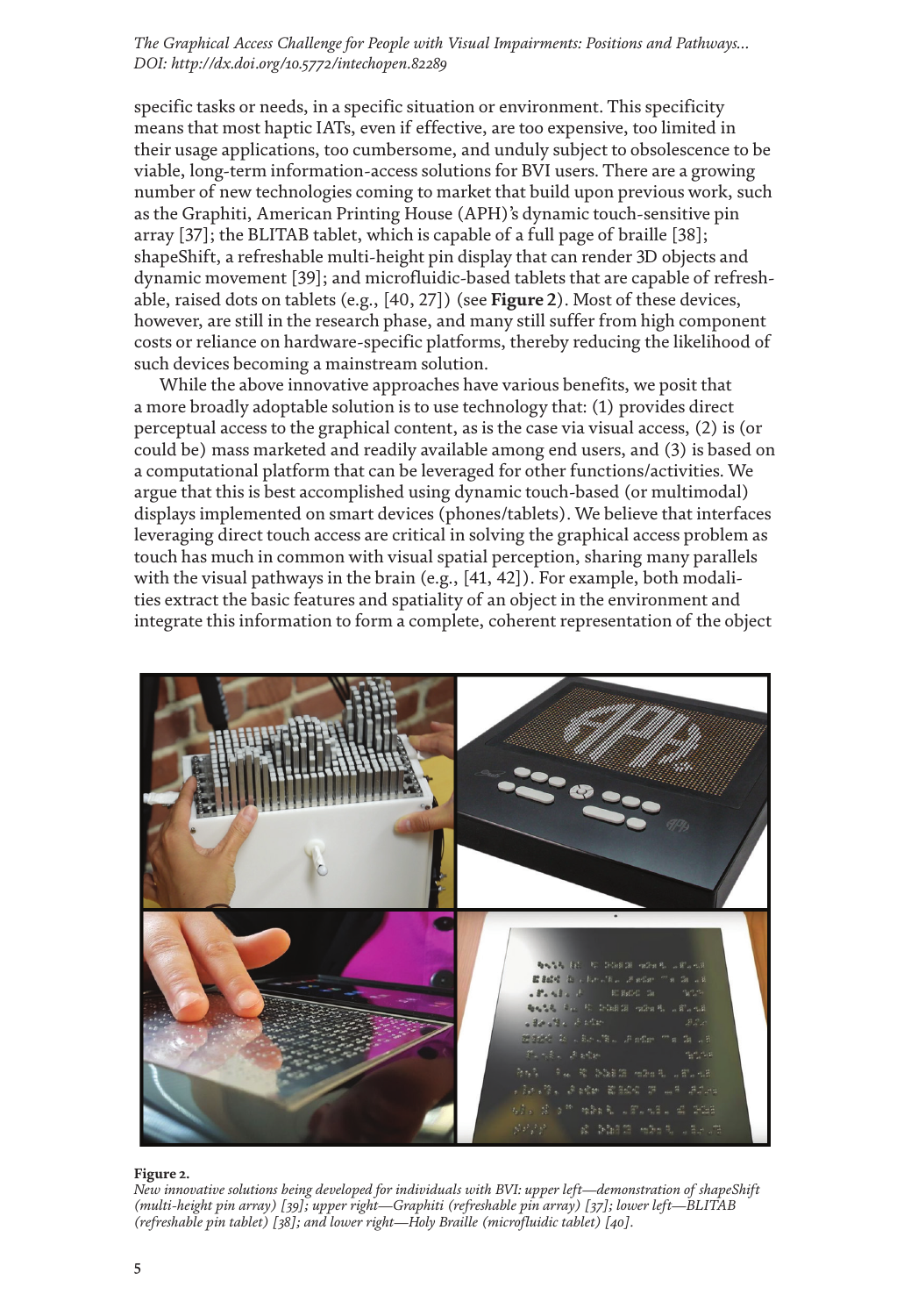specific tasks or needs, in a specific situation or environment. This specificity means that most haptic IATs, even if effective, are too expensive, too limited in their usage applications, too cumbersome, and unduly subject to obsolescence to be viable, long-term information-access solutions for BVI users. There are a growing number of new technologies coming to market that build upon previous work, such as the Graphiti, American Printing House (APH)'s dynamic touch-sensitive pin array [37]; the BLITAB tablet, which is capable of a full page of braille [38]; shapeShift, a refreshable multi-height pin display that can render 3D objects and dynamic movement [39]; and microfluidic-based tablets that are capable of refreshable, raised dots on tablets (e.g., [40, 27]) (see **Figure 2**). Most of these devices, however, are still in the research phase, and many still suffer from high component costs or reliance on hardware-specific platforms, thereby reducing the likelihood of such devices becoming a mainstream solution.

While the above innovative approaches have various benefits, we posit that a more broadly adoptable solution is to use technology that: (1) provides direct perceptual access to the graphical content, as is the case via visual access, (2) is (or could be) mass marketed and readily available among end users, and (3) is based on a computational platform that can be leveraged for other functions/activities. We argue that this is best accomplished using dynamic touch-based (or multimodal) displays implemented on smart devices (phones/tablets). We believe that interfaces leveraging direct touch access are critical in solving the graphical access problem as touch has much in common with visual spatial perception, sharing many parallels with the visual pathways in the brain (e.g., [41, 42]). For example, both modalities extract the basic features and spatiality of an object in the environment and integrate this information to form a complete, coherent representation of the object

**Figure 2.**

*New innovative solutions being developed for individuals with BVI: upper left—demonstration of shapeShift (multi-height pin array) [39]; upper right—Graphiti (refreshable pin array) [37]; lower left—BLITAB (refreshable pin tablet) [38]; and lower right—Holy Braille (microfluidic tablet) [40].*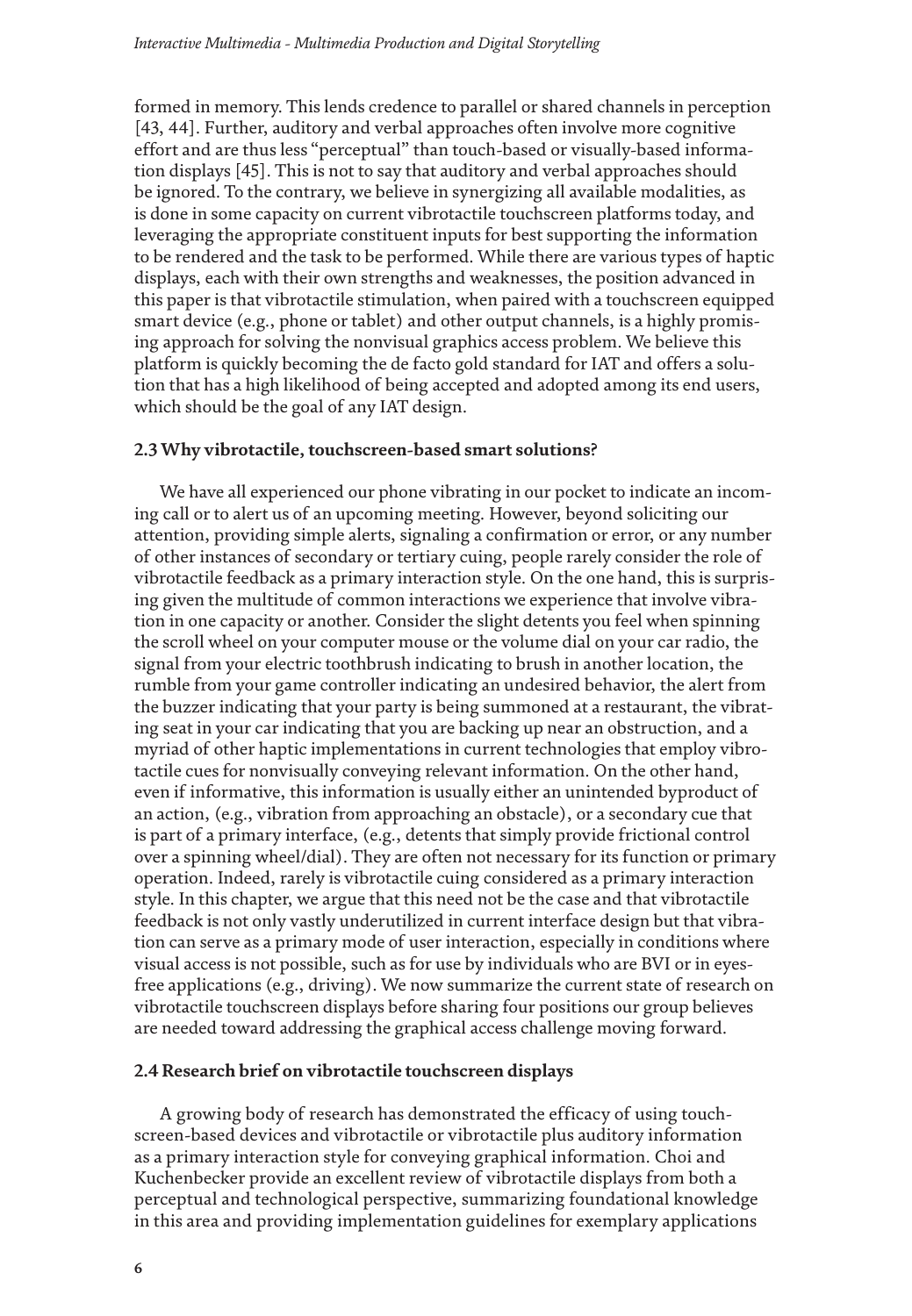formed in memory. This lends credence to parallel or shared channels in perception [43, 44]. Further, auditory and verbal approaches often involve more cognitive effort and are thus less "perceptual" than touch-based or visually-based information displays [45]. This is not to say that auditory and verbal approaches should be ignored. To the contrary, we believe in synergizing all available modalities, as is done in some capacity on current vibrotactile touchscreen platforms today, and leveraging the appropriate constituent inputs for best supporting the information to be rendered and the task to be performed. While there are various types of haptic displays, each with their own strengths and weaknesses, the position advanced in this paper is that vibrotactile stimulation, when paired with a touchscreen equipped smart device (e.g., phone or tablet) and other output channels, is a highly promising approach for solving the nonvisual graphics access problem. We believe this platform is quickly becoming the de facto gold standard for IAT and offers a solution that has a high likelihood of being accepted and adopted among its end users, which should be the goal of any IAT design.

### 2.3 Why vibrotactile, touchscreen-based smart solutions?

We have all experienced our phone vibrating in our pocket to indicate an incoming call or to alert us of an upcoming meeting. However, beyond soliciting our attention, providing simple alerts, signaling a confirmation or error, or any number of other instances of secondary or tertiary cuing, people rarely consider the role of vibrotactile feedback as a primary interaction style. On the one hand, this is surprising given the multitude of common interactions we experience that involve vibration in one capacity or another. Consider the slight detents you feel when spinning the scroll wheel on your computer mouse or the volume dial on your car radio, the signal from your electric toothbrush indicating to brush in another location, the rumble from your game controller indicating an undesired behavior, the alert from the buzzer indicating that your party is being summoned at a restaurant, the vibrating seat in your car indicating that you are backing up near an obstruction, and a myriad of other haptic implementations in current technologies that employ vibrotactile cues for nonvisually conveying relevant information. On the other hand, even if informative, this information is usually either an unintended byproduct of an action, (e.g., vibration from approaching an obstacle), or a secondary cue that is part of a primary interface, (e.g., detents that simply provide frictional control over a spinning wheel/dial). They are often not necessary for its function or primary operation. Indeed, rarely is vibrotactile cuing considered as a primary interaction style. In this chapter, we argue that this need not be the case and that vibrotactile feedback is not only vastly underutilized in current interface design but that vibration can serve as a primary mode of user interaction, especially in conditions where visual access is not possible, such as for use by individuals who are BVI or in eyes-free applications (e.g., driving). We now summarize the current state of research on vibrotactile touchscreen displays before sharing four positions our group believes are needed toward addressing the graphical access challenge moving forward.

### 2.4 Research brief on vibrotactile touchscreen displays

A growing body of research has demonstrated the efficacy of using touchscreen-based devices and vibrotactile or vibrotactile plus auditory information as a primary interaction style for conveying graphical information. Choi and Kuchenbecker provide an excellent review of vibrotactile displays from both a perceptual and technological perspective, summarizing foundational knowledge in this area and providing implementation guidelines for exemplary applications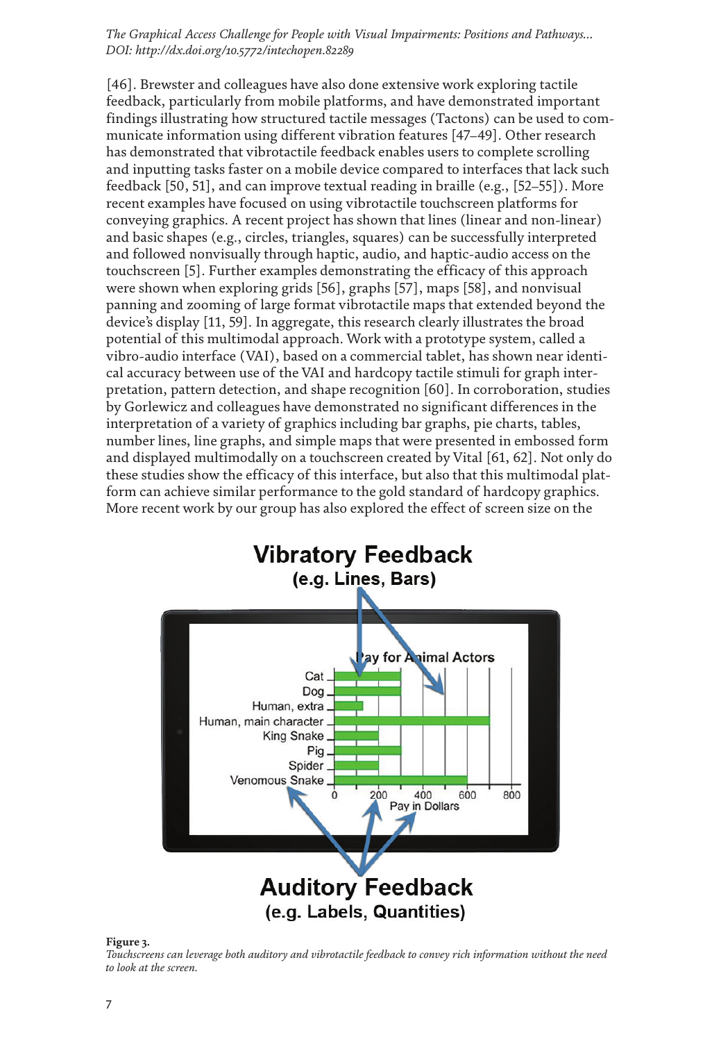[46]. Brewster and colleagues have also done extensive work exploring tactile feedback, particularly from mobile platforms, and have demonstrated important findings illustrating how structured tactile messages (Tactons) can be used to communicate information using different vibration features [47–49]. Other research has demonstrated that vibrotactile feedback enables users to complete scrolling and inputting tasks faster on a mobile device compared to interfaces that lack such feedback [50, 51], and can improve textual reading in braille (e.g., [52–55]). More recent examples have focused on using vibrotactile touchscreen platforms for conveying graphics. A recent project has shown that lines (linear and non-linear) and basic shapes (e.g., circles, triangles, squares) can be successfully interpreted and followed nonvisually through haptic, audio, and haptic-audio access on the touchscreen [5]. Further examples demonstrating the efficacy of this approach were shown when exploring grids [56], graphs [57], maps [58], and nonvisual panning and zooming of large format vibrotactile maps that extended beyond the device's display [11, 59]. In aggregate, this research clearly illustrates the broad potential of this multimodal approach. Work with a prototype system, called a vibro-audio interface (VAI), based on a commercial tablet, has shown near identical accuracy between use of the VAI and hardcopy tactile stimuli for graph interpretation, pattern detection, and shape recognition [60]. In corroboration, studies by Gorlewicz and colleagues have demonstrated no significant differences in the interpretation of a variety of graphics including bar graphs, pie charts, tables, number lines, line graphs, and simple maps that were presented in embossed form and displayed multimodally on a touchscreen created by Vital [61, 62]. Not only do these studies show the efficacy of this interface, but also that this multimodal platform can achieve similar performance to the gold standard of hardcopy graphics. More recent work by our group has also explored the effect of screen size on the

**Figure 3.**
*Touchscreens can leverage both auditory and vibrotactile feedback to convey rich information without the need to look at the screen.*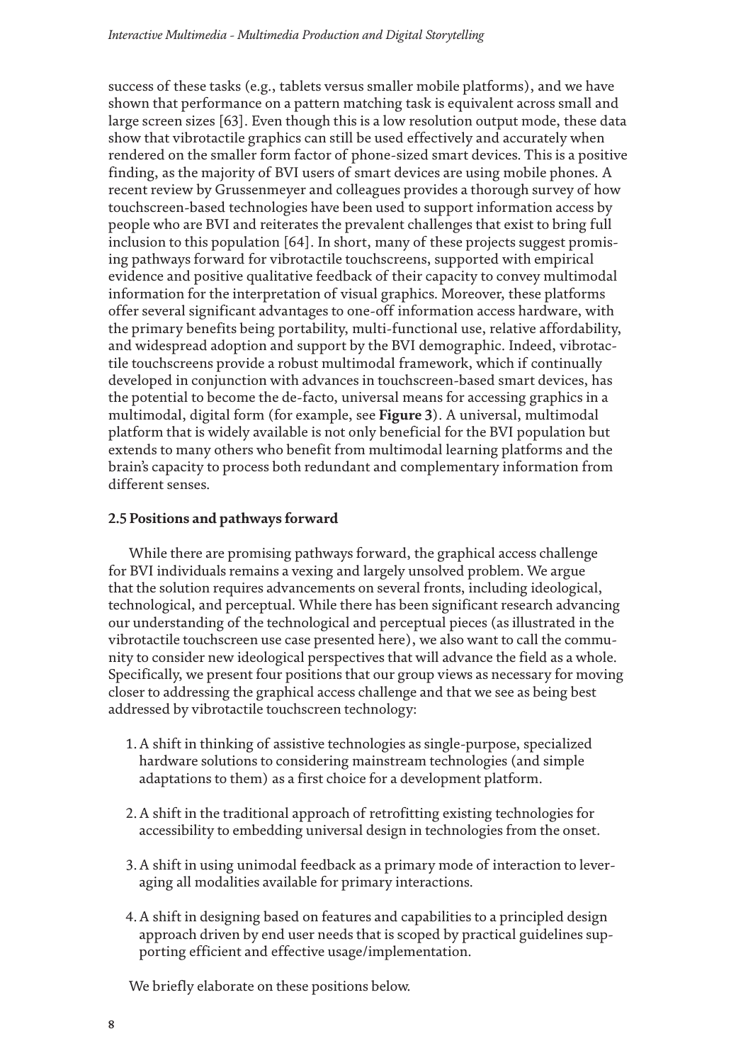success of these tasks (e.g., tablets versus smaller mobile platforms), and we have shown that performance on a pattern matching task is equivalent across small and large screen sizes [63]. Even though this is a low resolution output mode, these data show that vibrotactile graphics can still be used effectively and accurately when rendered on the smaller form factor of phone-sized smart devices. This is a positive finding, as the majority of BVI users of smart devices are using mobile phones. A recent review by Grussenmeyer and colleagues provides a thorough survey of how touchscreen-based technologies have been used to support information access by people who are BVI and reiterates the prevalent challenges that exist to bring full inclusion to this population [64]. In short, many of these projects suggest promising pathways forward for vibrotactile touchscreens, supported with empirical evidence and positive qualitative feedback of their capacity to convey multimodal information for the interpretation of visual graphics. Moreover, these platforms offer several significant advantages to one-off information access hardware, with the primary benefits being portability, multi-functional use, relative affordability, and widespread adoption and support by the BVI demographic. Indeed, vibrotactile touchscreens provide a robust multimodal framework, which if continually developed in conjunction with advances in touchscreen-based smart devices, has the potential to become the de-facto, universal means for accessing graphics in a multimodal, digital form (for example, see **Figure 3**). A universal, multimodal platform that is widely available is not only beneficial for the BVI population but extends to many others who benefit from multimodal learning platforms and the brain's capacity to process both redundant and complementary information from different senses.

### 2.5 Positions and pathways forward

While there are promising pathways forward, the graphical access challenge for BVI individuals remains a vexing and largely unsolved problem. We argue that the solution requires advancements on several fronts, including ideological, technological, and perceptual. While there has been significant research advancing our understanding of the technological and perceptual pieces (as illustrated in the vibrotactile touchscreen use case presented here), we also want to call the community to consider new ideological perspectives that will advance the field as a whole. Specifically, we present four positions that our group views as necessary for moving closer to addressing the graphical access challenge and that we see as being best addressed by vibrotactile touchscreen technology:

1. A shift in thinking of assistive technologies as single-purpose, specialized hardware solutions to considering mainstream technologies (and simple adaptations to them) as a first choice for a development platform.

2. A shift in the traditional approach of retrofitting existing technologies for accessibility to embedding universal design in technologies from the onset.

3. A shift in using unimodal feedback as a primary mode of interaction to leveraging all modalities available for primary interactions.

4. A shift in designing based on features and capabilities to a principled design approach driven by end user needs that is scoped by practical guidelines supporting efficient and effective usage/implementation.

We briefly elaborate on these positions below.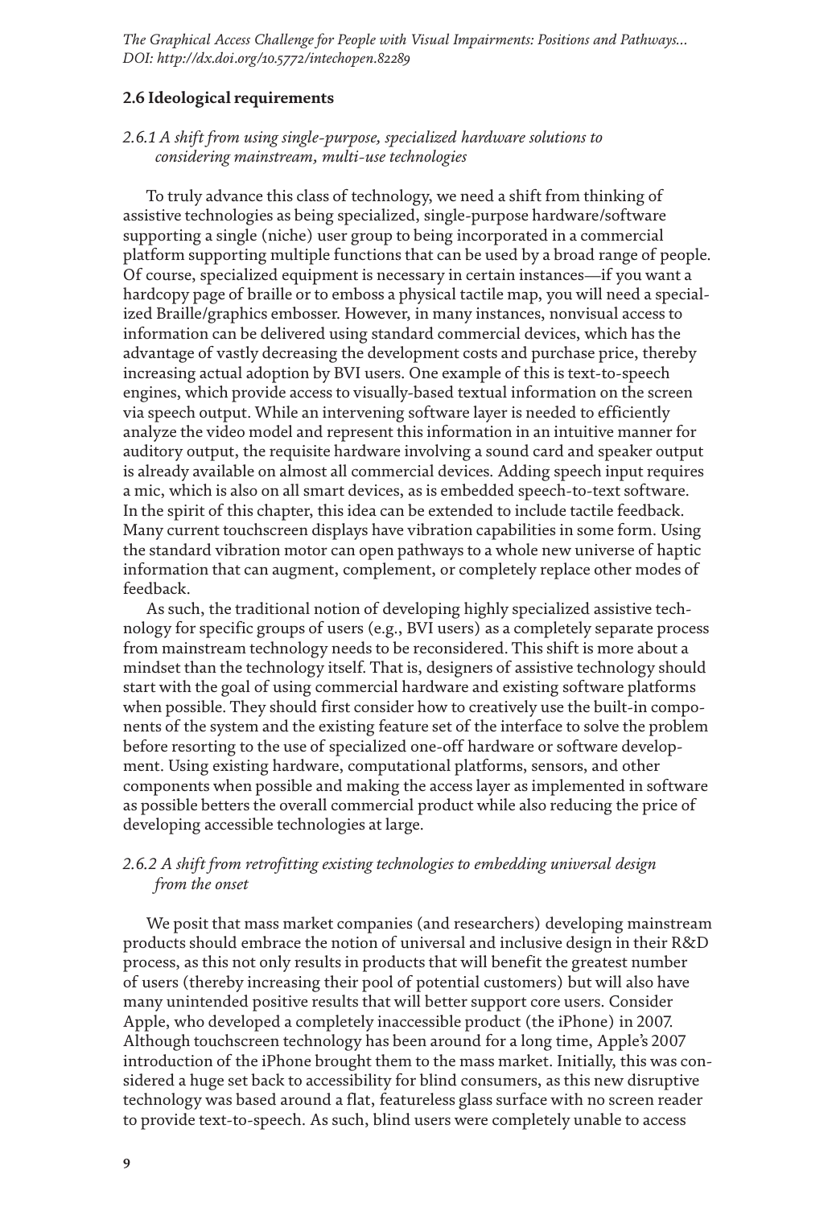### 2.6 Ideological requirements

#### *2.6.1 A shift from using single-purpose, specialized hardware solutions to considering mainstream, multi-use technologies*

To truly advance this class of technology, we need a shift from thinking of assistive technologies as being specialized, single-purpose hardware/software supporting a single (niche) user group to being incorporated in a commercial platform supporting multiple functions that can be used by a broad range of people. Of course, specialized equipment is necessary in certain instances—if you want a hardcopy page of braille or to emboss a physical tactile map, you will need a specialized Braille/graphics embosser. However, in many instances, nonvisual access to information can be delivered using standard commercial devices, which has the advantage of vastly decreasing the development costs and purchase price, thereby increasing actual adoption by BVI users. One example of this is text-to-speech engines, which provide access to visually-based textual information on the screen via speech output. While an intervening software layer is needed to efficiently analyze the video model and represent this information in an intuitive manner for auditory output, the requisite hardware involving a sound card and speaker output is already available on almost all commercial devices. Adding speech input requires a mic, which is also on all smart devices, as is embedded speech-to-text software. In the spirit of this chapter, this idea can be extended to include tactile feedback. Many current touchscreen displays have vibration capabilities in some form. Using the standard vibration motor can open pathways to a whole new universe of haptic information that can augment, complement, or completely replace other modes of feedback.

As such, the traditional notion of developing highly specialized assistive technology for specific groups of users (e.g., BVI users) as a completely separate process from mainstream technology needs to be reconsidered. This shift is more about a mindset than the technology itself. That is, designers of assistive technology should start with the goal of using commercial hardware and existing software platforms when possible. They should first consider how to creatively use the built-in components of the system and the existing feature set of the interface to solve the problem before resorting to the use of specialized one-off hardware or software development. Using existing hardware, computational platforms, sensors, and other components when possible and making the access layer as implemented in software as possible betters the overall commercial product while also reducing the price of developing accessible technologies at large.

#### *2.6.2 A shift from retrofitting existing technologies to embedding universal design from the onset*

We posit that mass market companies (and researchers) developing mainstream products should embrace the notion of universal and inclusive design in their R&D process, as this not only results in products that will benefit the greatest number of users (thereby increasing their pool of potential customers) but will also have many unintended positive results that will better support core users. Consider Apple, who developed a completely inaccessible product (the iPhone) in 2007. Although touchscreen technology has been around for a long time, Apple's 2007 introduction of the iPhone brought them to the mass market. Initially, this was considered a huge set back to accessibility for blind consumers, as this new disruptive technology was based around a flat, featureless glass surface with no screen reader to provide text-to-speech. As such, blind users were completely unable to access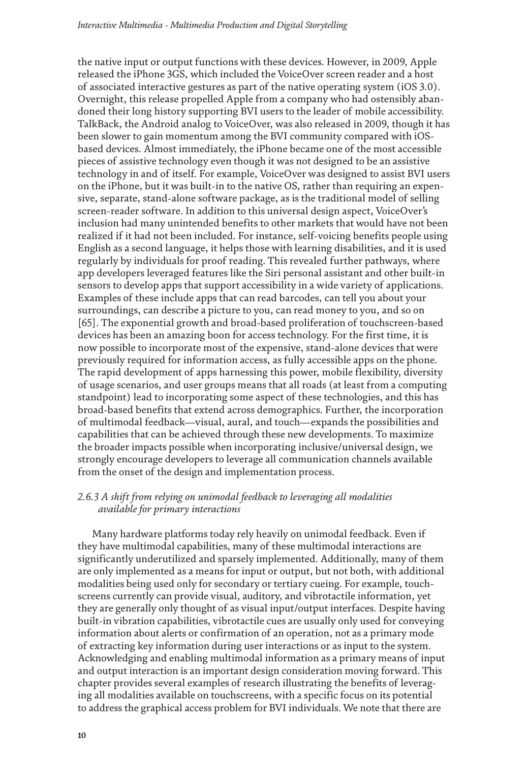the native input or output functions with these devices. However, in 2009, Apple released the iPhone 3GS, which included the VoiceOver screen reader and a host of associated interactive gestures as part of the native operating system (iOS 3.0). Overnight, this release propelled Apple from a company who had ostensibly abandoned their long history supporting BVI users to the leader of mobile accessibility. TalkBack, the Android analog to VoiceOver, was also released in 2009, though it has been slower to gain momentum among the BVI community compared with iOS-based devices. Almost immediately, the iPhone became one of the most accessible pieces of assistive technology even though it was not designed to be an assistive technology in and of itself. For example, VoiceOver was designed to assist BVI users on the iPhone, but it was built-in to the native OS, rather than requiring an expensive, separate, stand-alone software package, as is the traditional model of selling screen-reader software. In addition to this universal design aspect, VoiceOver's inclusion had many unintended benefits to other markets that would have not been realized if it had not been included. For instance, self-voicing benefits people using English as a second language, it helps those with learning disabilities, and it is used regularly by individuals for proof reading. This revealed further pathways, where app developers leveraged features like the Siri personal assistant and other built-in sensors to develop apps that support accessibility in a wide variety of applications. Examples of these include apps that can read barcodes, can tell you about your surroundings, can describe a picture to you, can read money to you, and so on [65]. The exponential growth and broad-based proliferation of touchscreen-based devices has been an amazing boon for access technology. For the first time, it is now possible to incorporate most of the expensive, stand-alone devices that were previously required for information access, as fully accessible apps on the phone. The rapid development of apps harnessing this power, mobile flexibility, diversity of usage scenarios, and user groups means that all roads (at least from a computing standpoint) lead to incorporating some aspect of these technologies, and this has broad-based benefits that extend across demographics. Further, the incorporation of multimodal feedback—visual, aural, and touch—expands the possibilities and capabilities that can be achieved through these new developments. To maximize the broader impacts possible when incorporating inclusive/universal design, we strongly encourage developers to leverage all communication channels available from the onset of the design and implementation process.

### *2.6.3 A shift from relying on unimodal feedback to leveraging all modalities available for primary interactions*

Many hardware platforms today rely heavily on unimodal feedback. Even if they have multimodal capabilities, many of these multimodal interactions are significantly underutilized and sparsely implemented. Additionally, many of them are only implemented as a means for input or output, but not both, with additional modalities being used only for secondary or tertiary cueing. For example, touchscreens currently can provide visual, auditory, and vibrotactile information, yet they are generally only thought of as visual input/output interfaces. Despite having built-in vibration capabilities, vibrotactile cues are usually only used for conveying information about alerts or confirmation of an operation, not as a primary mode of extracting key information during user interactions or as input to the system. Acknowledging and enabling multimodal information as a primary means of input and output interaction is an important design consideration moving forward. This chapter provides several examples of research illustrating the benefits of leveraging all modalities available on touchscreens, with a specific focus on its potential to address the graphical access problem for BVI individuals. We note that there are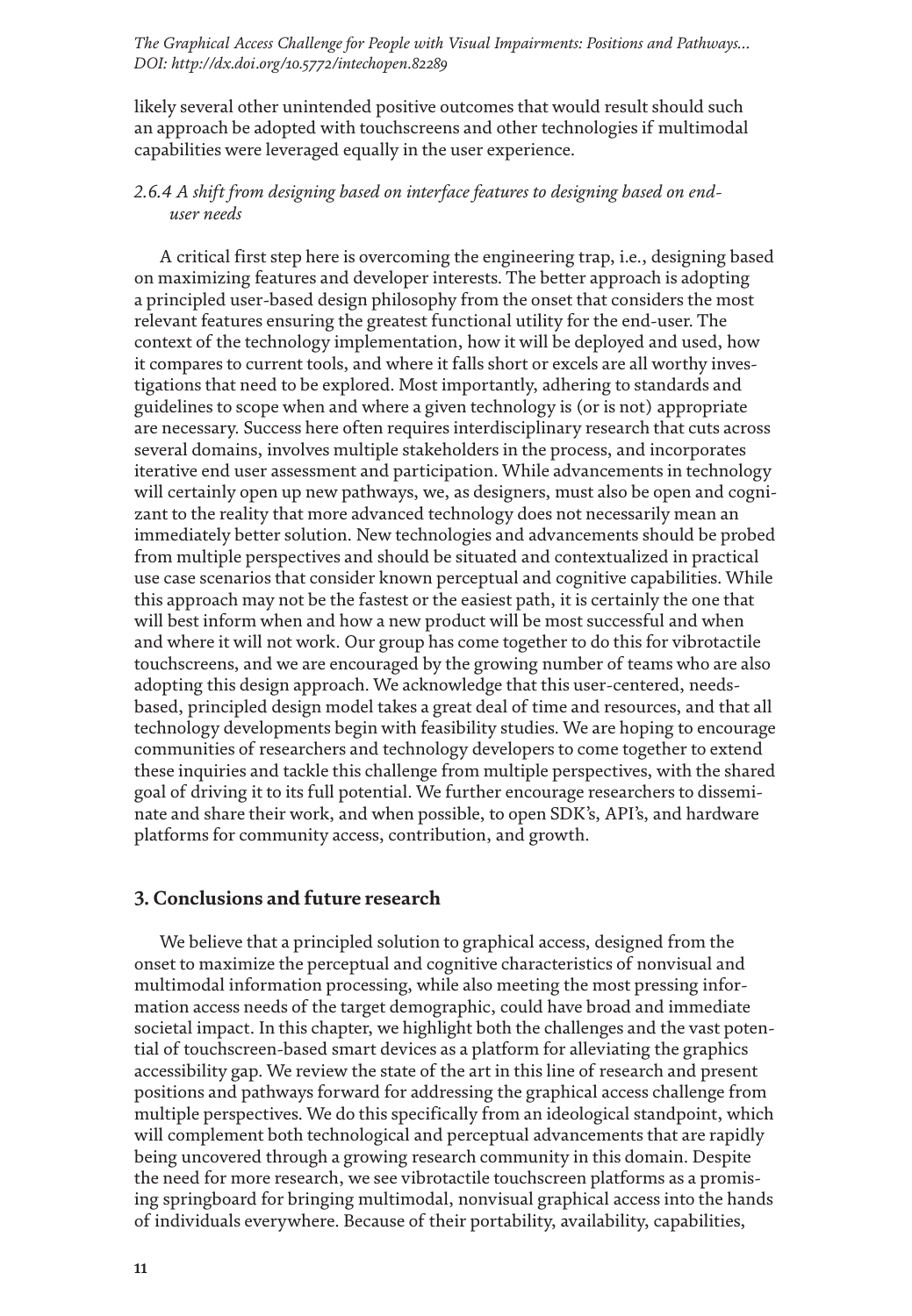likely several other unintended positive outcomes that would result should such an approach be adopted with touchscreens and other technologies if multimodal capabilities were leveraged equally in the user experience.

#### *2.6.4 A shift from designing based on interface features to designing based on end-user needs*

A critical first step here is overcoming the engineering trap, i.e., designing based on maximizing features and developer interests. The better approach is adopting a principled user-based design philosophy from the onset that considers the most relevant features ensuring the greatest functional utility for the end-user. The context of the technology implementation, how it will be deployed and used, how it compares to current tools, and where it falls short or excels are all worthy investigations that need to be explored. Most importantly, adhering to standards and guidelines to scope when and where a given technology is (or is not) appropriate are necessary. Success here often requires interdisciplinary research that cuts across several domains, involves multiple stakeholders in the process, and incorporates iterative end user assessment and participation. While advancements in technology will certainly open up new pathways, we, as designers, must also be open and cognizant to the reality that more advanced technology does not necessarily mean an immediately better solution. New technologies and advancements should be probed from multiple perspectives and should be situated and contextualized in practical use case scenarios that consider known perceptual and cognitive capabilities. While this approach may not be the fastest or the easiest path, it is certainly the one that will best inform when and how a new product will be most successful and when and where it will not work. Our group has come together to do this for vibrotactile touchscreens, and we are encouraged by the growing number of teams who are also adopting this design approach. We acknowledge that this user-centered, needs-based, principled design model takes a great deal of time and resources, and that all technology developments begin with feasibility studies. We are hoping to encourage communities of researchers and technology developers to come together to extend these inquiries and tackle this challenge from multiple perspectives, with the shared goal of driving it to its full potential. We further encourage researchers to disseminate and share their work, and when possible, to open SDK's, API's, and hardware platforms for community access, contribution, and growth.

## 3. Conclusions and future research

We believe that a principled solution to graphical access, designed from the onset to maximize the perceptual and cognitive characteristics of nonvisual and multimodal information processing, while also meeting the most pressing information access needs of the target demographic, could have broad and immediate societal impact. In this chapter, we highlight both the challenges and the vast potential of touchscreen-based smart devices as a platform for alleviating the graphics accessibility gap. We review the state of the art in this line of research and present positions and pathways forward for addressing the graphical access challenge from multiple perspectives. We do this specifically from an ideological standpoint, which will complement both technological and perceptual advancements that are rapidly being uncovered through a growing research community in this domain. Despite the need for more research, we see vibrotactile touchscreen platforms as a promising springboard for bringing multimodal, nonvisual graphical access into the hands of individuals everywhere. Because of their portability, availability, capabilities,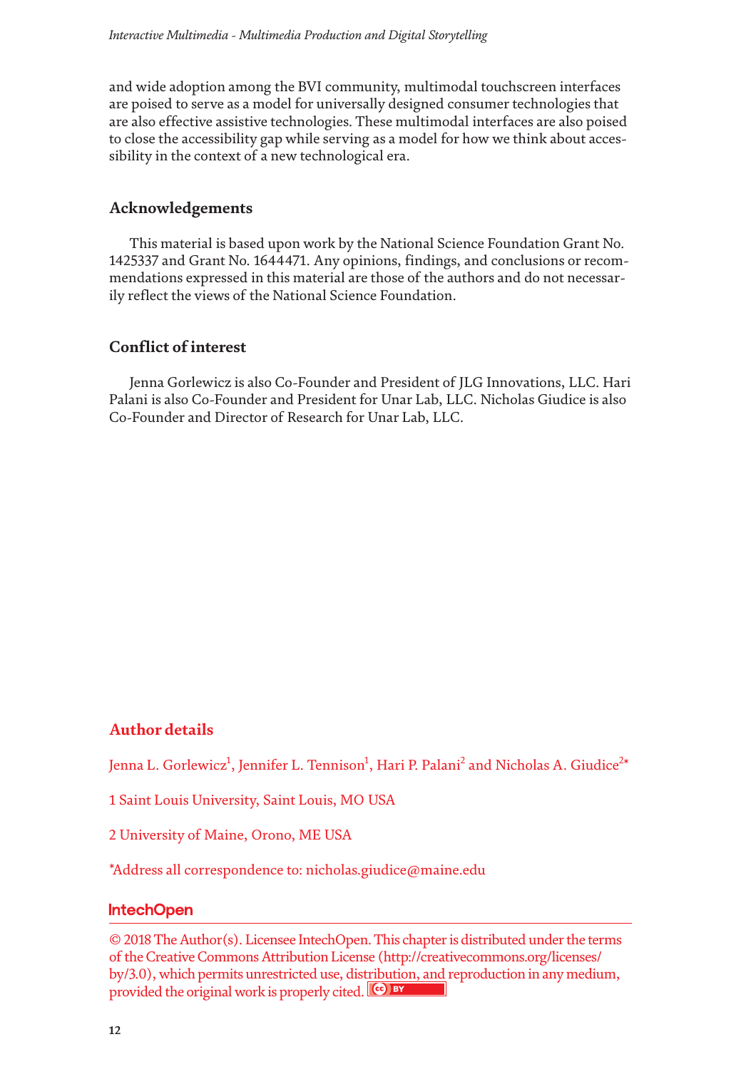and wide adoption among the BVI community, multimodal touchscreen interfaces are poised to serve as a model for universally designed consumer technologies that are also effective assistive technologies. These multimodal interfaces are also poised to close the accessibility gap while serving as a model for how we think about accessibility in the context of a new technological era.

## Acknowledgements

This material is based upon work by the National Science Foundation Grant No. 1425337 and Grant No. 1644471. Any opinions, findings, and conclusions or recommendations expressed in this material are those of the authors and do not necessarily reflect the views of the National Science Foundation.

## Conflict of interest

Jenna Gorlewicz is also Co-Founder and President of JLG Innovations, LLC. Hari Palani is also Co-Founder and President for Unar Lab, LLC. Nicholas Giudice is also Co-Founder and Director of Research for Unar Lab, LLC.

## Author details

Jenna L. Gorlewicz[1], Jennifer L. Tennison[1], Hari P. Palani[2] and Nicholas A. Giudice[2]*

1 Saint Louis University, Saint Louis, MO USA

2 University of Maine, Orono, ME USA

*Address all correspondence to: nicholas.giudice@maine.edu

IntechOpen

© 2018 The Author(s). Licensee IntechOpen. This chapter is distributed under the terms of the Creative Commons Attribution License (http://creativecommons.org/licenses/by/3.0), which permits unrestricted use, distribution, and reproduction in any medium, provided the original work is properly cited.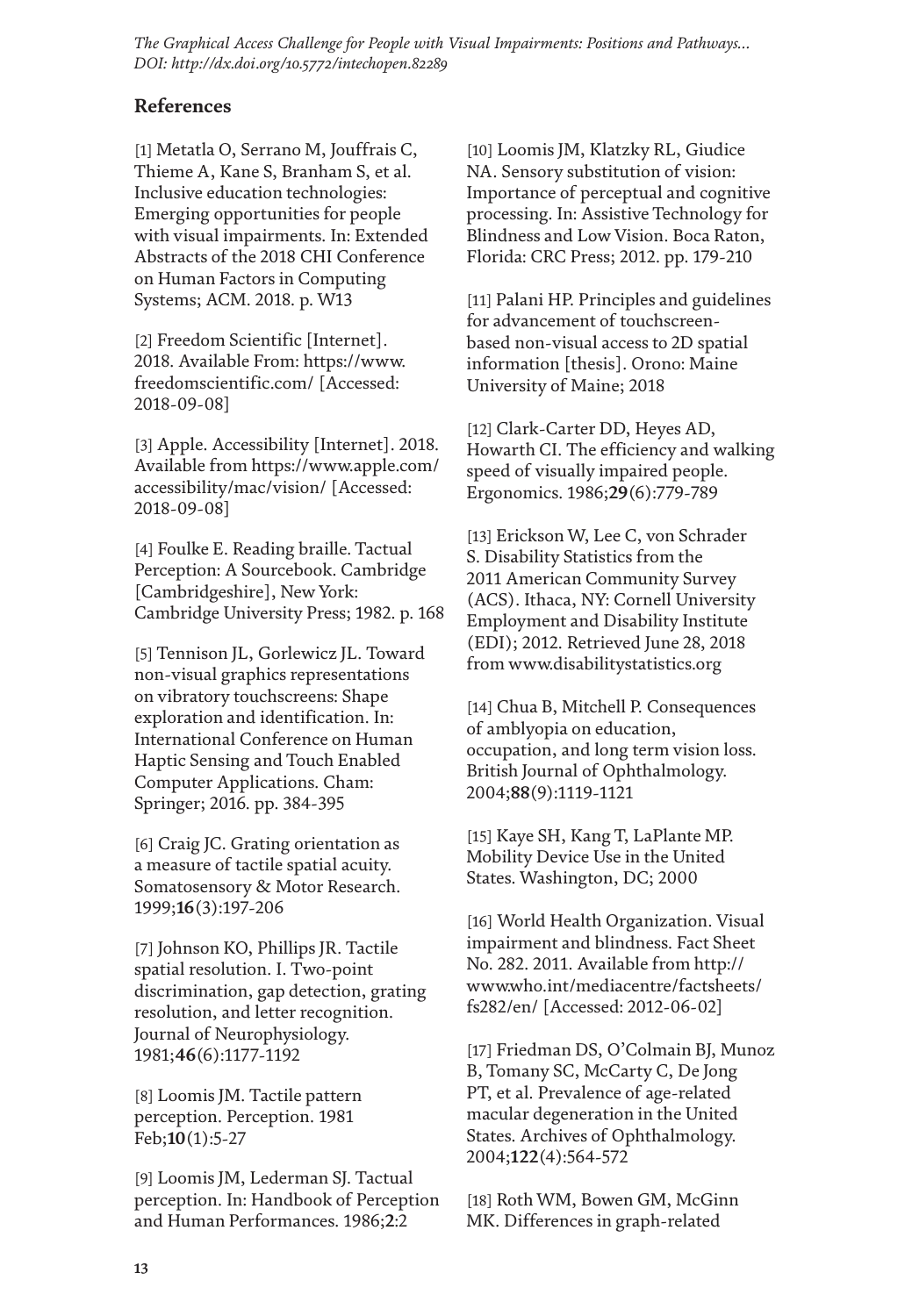## References

[1] Metatla O, Serrano M, Jouffrais C, Thieme A, Kane S, Branham S, et al. Inclusive education technologies: Emerging opportunities for people with visual impairments. In: Extended Abstracts of the 2018 CHI Conference on Human Factors in Computing Systems; ACM. 2018. p. W13

[2] Freedom Scientific [Internet]. 2018. Available From: https://www.freedomscientific.com/ [Accessed: 2018-09-08]

[3] Apple. Accessibility [Internet]. 2018. Available from https://www.apple.com/accessibility/mac/vision/ [Accessed: 2018-09-08]

[4] Foulke E. Reading braille. Tactual Perception: A Sourcebook. Cambridge [Cambridgeshire], New York: Cambridge University Press; 1982. p. 168

[5] Tennison JL, Gorlewicz JL. Toward non-visual graphics representations on vibratory touchscreens: Shape exploration and identification. In: International Conference on Human Haptic Sensing and Touch Enabled Computer Applications. Cham: Springer; 2016. pp. 384-395

[6] Craig JC. Grating orientation as a measure of tactile spatial acuity. Somatosensory & Motor Research. 1999;**16**(3):197-206

[7] Johnson KO, Phillips JR. Tactile spatial resolution. I. Two-point discrimination, gap detection, grating resolution, and letter recognition. Journal of Neurophysiology. 1981;**46**(6):1177-1192

[8] Loomis JM. Tactile pattern perception. Perception. 1981 Feb;**10**(1):5-27

[9] Loomis JM, Lederman SJ. Tactual perception. In: Handbook of Perception and Human Performances. 1986;**2**:2

[10] Loomis JM, Klatzky RL, Giudice NA. Sensory substitution of vision: Importance of perceptual and cognitive processing. In: Assistive Technology for Blindness and Low Vision. Boca Raton, Florida: CRC Press; 2012. pp. 179-210

[11] Palani HP. Principles and guidelines for advancement of touchscreen-based non-visual access to 2D spatial information [thesis]. Orono: Maine University of Maine; 2018

[12] Clark-Carter DD, Heyes AD, Howarth CI. The efficiency and walking speed of visually impaired people. Ergonomics. 1986;**29**(6):779-789

[13] Erickson W, Lee C, von Schrader S. Disability Statistics from the 2011 American Community Survey (ACS). Ithaca, NY: Cornell University Employment and Disability Institute (EDI); 2012. Retrieved June 28, 2018 from www.disabilitystatistics.org

[14] Chua B, Mitchell P. Consequences of amblyopia on education, occupation, and long term vision loss. British Journal of Ophthalmology. 2004;**88**(9):1119-1121

[15] Kaye SH, Kang T, LaPlante MP. Mobility Device Use in the United States. Washington, DC; 2000

[16] World Health Organization. Visual impairment and blindness. Fact Sheet No. 282. 2011. Available from http://www.who.int/mediacentre/factsheets/fs282/en/ [Accessed: 2012-06-02]

[17] Friedman DS, O'Colmain BJ, Munoz B, Tomany SC, McCarty C, De Jong PT, et al. Prevalence of age-related macular degeneration in the United States. Archives of Ophthalmology. 2004;**122**(4):564-572

[18] Roth WM, Bowen GM, McGinn MK. Differences in graph-related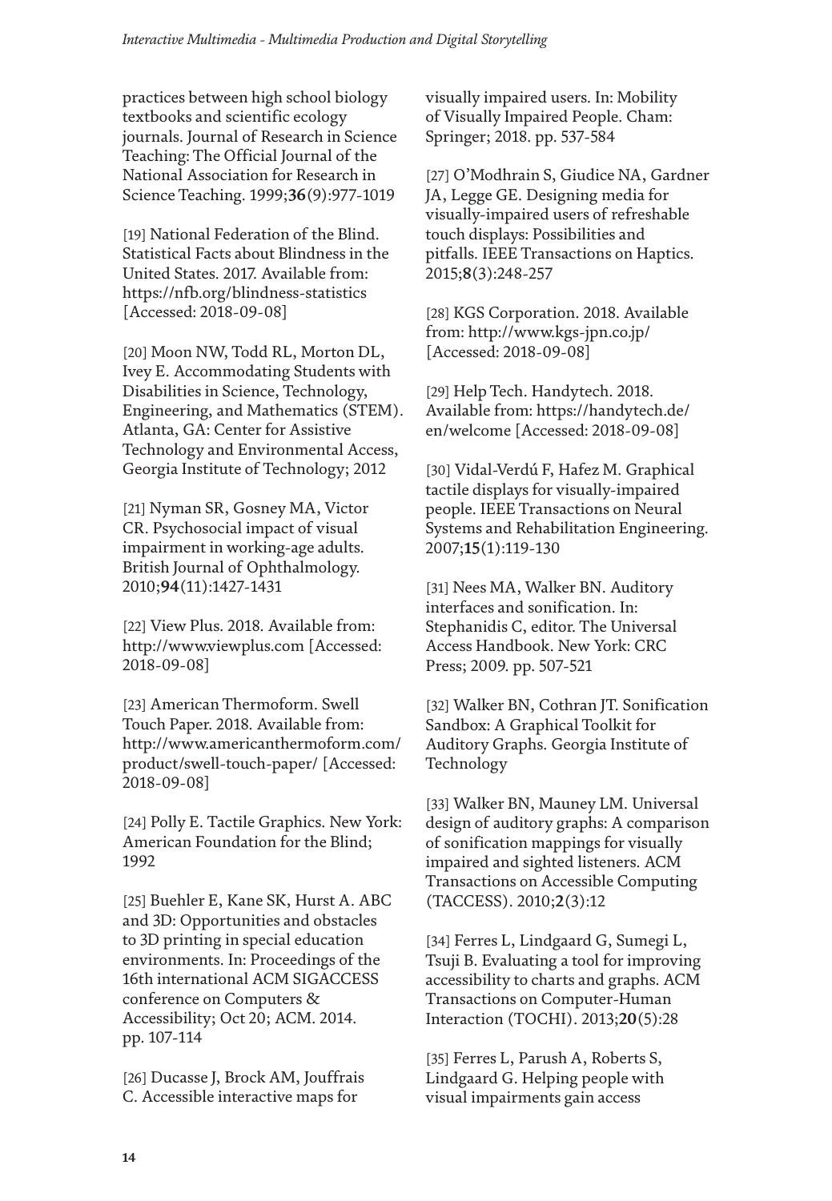practices between high school biology textbooks and scientific ecology journals. Journal of Research in Science Teaching: The Official Journal of the National Association for Research in Science Teaching. 1999;**36**(9):977-1019

[19] National Federation of the Blind. Statistical Facts about Blindness in the United States. 2017. Available from: https://nfb.org/blindness-statistics [Accessed: 2018-09-08]

[20] Moon NW, Todd RL, Morton DL, Ivey E. Accommodating Students with Disabilities in Science, Technology, Engineering, and Mathematics (STEM). Atlanta, GA: Center for Assistive Technology and Environmental Access, Georgia Institute of Technology; 2012

[21] Nyman SR, Gosney MA, Victor CR. Psychosocial impact of visual impairment in working-age adults. British Journal of Ophthalmology. 2010;**94**(11):1427-1431

[22] View Plus. 2018. Available from: http://www.viewplus.com [Accessed: 2018-09-08]

[23] American Thermoform. Swell Touch Paper. 2018. Available from: http://www.americanthermoform.com/product/swell-touch-paper/ [Accessed: 2018-09-08]

[24] Polly E. Tactile Graphics. New York: American Foundation for the Blind; 1992

[25] Buehler E, Kane SK, Hurst A. ABC and 3D: Opportunities and obstacles to 3D printing in special education environments. In: Proceedings of the 16th international ACM SIGACCESS conference on Computers & Accessibility; Oct 20; ACM. 2014. pp. 107-114

[26] Ducasse J, Brock AM, Jouffrais C. Accessible interactive maps for visually impaired users. In: Mobility of Visually Impaired People. Cham: Springer; 2018. pp. 537-584

[27] O'Modhrain S, Giudice NA, Gardner JA, Legge GE. Designing media for visually-impaired users of refreshable touch displays: Possibilities and pitfalls. IEEE Transactions on Haptics. 2015;**8**(3):248-257

[28] KGS Corporation. 2018. Available from: http://www.kgs-jpn.co.jp/ [Accessed: 2018-09-08]

[29] Help Tech. Handytech. 2018. Available from: https://handytech.de/en/welcome [Accessed: 2018-09-08]

[30] Vidal-Verdú F, Hafez M. Graphical tactile displays for visually-impaired people. IEEE Transactions on Neural Systems and Rehabilitation Engineering. 2007;**15**(1):119-130

[31] Nees MA, Walker BN. Auditory interfaces and sonification. In: Stephanidis C, editor. The Universal Access Handbook. New York: CRC Press; 2009. pp. 507-521

[32] Walker BN, Cothran JT. Sonification Sandbox: A Graphical Toolkit for Auditory Graphs. Georgia Institute of Technology

[33] Walker BN, Mauney LM. Universal design of auditory graphs: A comparison of sonification mappings for visually impaired and sighted listeners. ACM Transactions on Accessible Computing (TACCESS). 2010;**2**(3):12

[34] Ferres L, Lindgaard G, Sumegi L, Tsuji B. Evaluating a tool for improving accessibility to charts and graphs. ACM Transactions on Computer-Human Interaction (TOCHI). 2013;**20**(5):28

[35] Ferres L, Parush A, Roberts S, Lindgaard G. Helping people with visual impairments gain access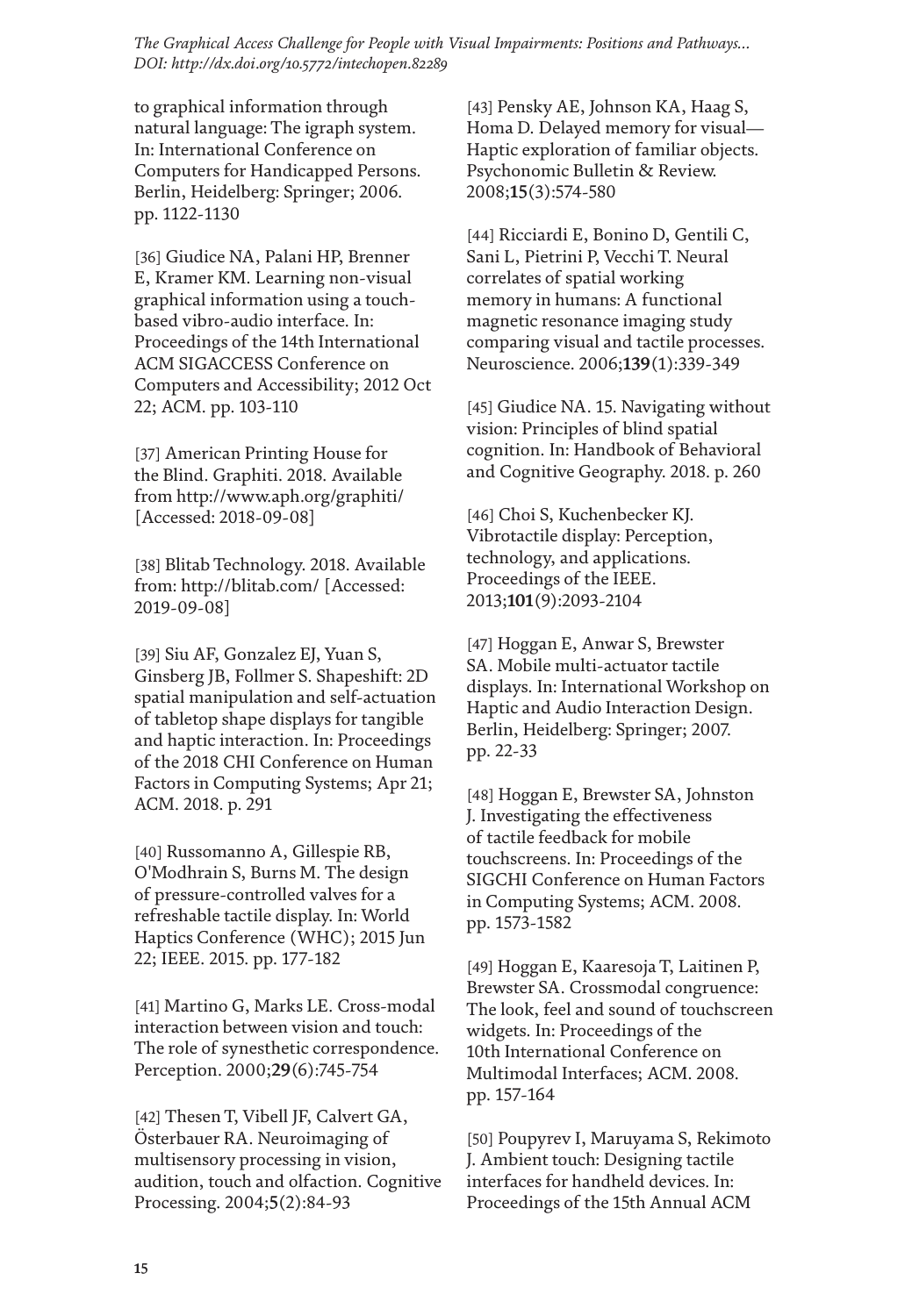to graphical information through natural language: The igraph system. In: International Conference on Computers for Handicapped Persons. Berlin, Heidelberg: Springer; 2006. pp. 1122-1130

[36] Giudice NA, Palani HP, Brenner E, Kramer KM. Learning non-visual graphical information using a touch-based vibro-audio interface. In: Proceedings of the 14th International ACM SIGACCESS Conference on Computers and Accessibility; 2012 Oct 22; ACM. pp. 103-110

[37] American Printing House for the Blind. Graphiti. 2018. Available from http://www.aph.org/graphiti/ [Accessed: 2018-09-08]

[38] Blitab Technology. 2018. Available from: http://blitab.com/ [Accessed: 2019-09-08]

[39] Siu AF, Gonzalez EJ, Yuan S, Ginsberg JB, Follmer S. Shapeshift: 2D spatial manipulation and self-actuation of tabletop shape displays for tangible and haptic interaction. In: Proceedings of the 2018 CHI Conference on Human Factors in Computing Systems; Apr 21; ACM. 2018. p. 291

[40] Russomanno A, Gillespie RB, O'Modhrain S, Burns M. The design of pressure-controlled valves for a refreshable tactile display. In: World Haptics Conference (WHC); 2015 Jun 22; IEEE. 2015. pp. 177-182

[41] Martino G, Marks LE. Cross-modal interaction between vision and touch: The role of synesthetic correspondence. Perception. 2000;**29**(6):745-754

[42] Thesen T, Vibell JF, Calvert GA, Österbauer RA. Neuroimaging of multisensory processing in vision, audition, touch and olfaction. Cognitive Processing. 2004;**5**(2):84-93

[43] Pensky AE, Johnson KA, Haag S, Homa D. Delayed memory for visual—Haptic exploration of familiar objects. Psychonomic Bulletin & Review. 2008;**15**(3):574-580

[44] Ricciardi E, Bonino D, Gentili C, Sani L, Pietrini P, Vecchi T. Neural correlates of spatial working memory in humans: A functional magnetic resonance imaging study comparing visual and tactile processes. Neuroscience. 2006;**139**(1):339-349

[45] Giudice NA. 15. Navigating without vision: Principles of blind spatial cognition. In: Handbook of Behavioral and Cognitive Geography. 2018. p. 260

[46] Choi S, Kuchenbecker KJ. Vibrotactile display: Perception, technology, and applications. Proceedings of the IEEE. 2013;**101**(9):2093-2104

[47] Hoggan E, Anwar S, Brewster SA. Mobile multi-actuator tactile displays. In: International Workshop on Haptic and Audio Interaction Design. Berlin, Heidelberg: Springer; 2007. pp. 22-33

[48] Hoggan E, Brewster SA, Johnston J. Investigating the effectiveness of tactile feedback for mobile touchscreens. In: Proceedings of the SIGCHI Conference on Human Factors in Computing Systems; ACM. 2008. pp. 1573-1582

[49] Hoggan E, Kaaresoja T, Laitinen P, Brewster SA. Crossmodal congruence: The look, feel and sound of touchscreen widgets. In: Proceedings of the 10th International Conference on Multimodal Interfaces; ACM. 2008. pp. 157-164

[50] Poupyrev I, Maruyama S, Rekimoto J. Ambient touch: Designing tactile interfaces for handheld devices. In: Proceedings of the 15th Annual ACM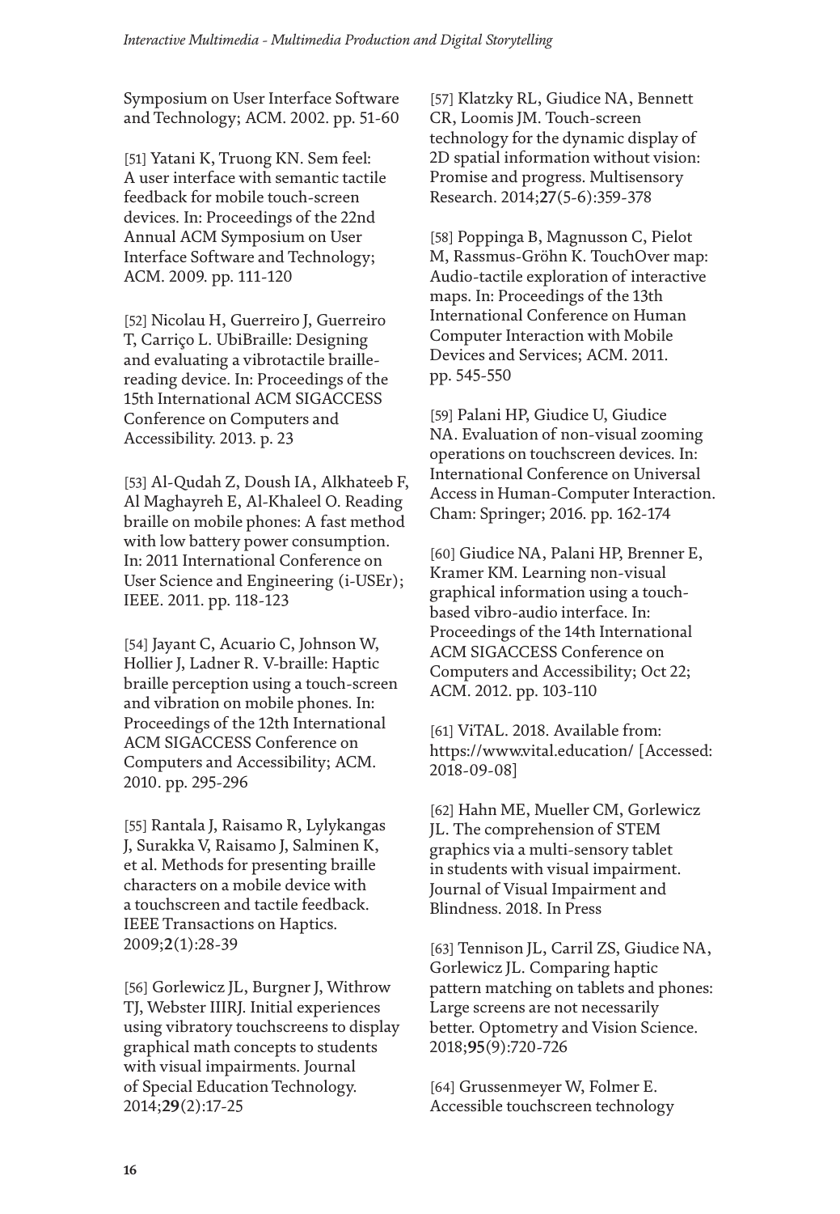Symposium on User Interface Software and Technology; ACM. 2002. pp. 51-60

[51] Yatani K, Truong KN. Sem feel: A user interface with semantic tactile feedback for mobile touch-screen devices. In: Proceedings of the 22nd Annual ACM Symposium on User Interface Software and Technology; ACM. 2009. pp. 111-120

[52] Nicolau H, Guerreiro J, Guerreiro T, Carriço L. UbiBraille: Designing and evaluating a vibrotactile braille-reading device. In: Proceedings of the 15th International ACM SIGACCESS Conference on Computers and Accessibility. 2013. p. 23

[53] Al-Qudah Z, Doush IA, Alkhateeb F, Al Maghayreh E, Al-Khaleel O. Reading braille on mobile phones: A fast method with low battery power consumption. In: 2011 International Conference on User Science and Engineering (i-USEr); IEEE. 2011. pp. 118-123

[54] Jayant C, Acuario C, Johnson W, Hollier J, Ladner R. V-braille: Haptic braille perception using a touch-screen and vibration on mobile phones. In: Proceedings of the 12th International ACM SIGACCESS Conference on Computers and Accessibility; ACM. 2010. pp. 295-296

[55] Rantala J, Raisamo R, Lylykangas J, Surakka V, Raisamo J, Salminen K, et al. Methods for presenting braille characters on a mobile device with a touchscreen and tactile feedback. IEEE Transactions on Haptics. 2009;**2**(1):28-39

[56] Gorlewicz JL, Burgner J, Withrow TJ, Webster IIIRJ. Initial experiences using vibratory touchscreens to display graphical math concepts to students with visual impairments. Journal of Special Education Technology. 2014;**29**(2):17-25

[57] Klatzky RL, Giudice NA, Bennett CR, Loomis JM. Touch-screen technology for the dynamic display of 2D spatial information without vision: Promise and progress. Multisensory Research. 2014;**27**(5-6):359-378

[58] Poppinga B, Magnusson C, Pielot M, Rassmus-Gröhn K. TouchOver map: Audio-tactile exploration of interactive maps. In: Proceedings of the 13th International Conference on Human Computer Interaction with Mobile Devices and Services; ACM. 2011. pp. 545-550

[59] Palani HP, Giudice U, Giudice NA. Evaluation of non-visual zooming operations on touchscreen devices. In: International Conference on Universal Access in Human-Computer Interaction. Cham: Springer; 2016. pp. 162-174

[60] Giudice NA, Palani HP, Brenner E, Kramer KM. Learning non-visual graphical information using a touch-based vibro-audio interface. In: Proceedings of the 14th International ACM SIGACCESS Conference on Computers and Accessibility; Oct 22; ACM. 2012. pp. 103-110

[61] ViTAL. 2018. Available from: https://www.vital.education/ [Accessed: 2018-09-08]

[62] Hahn ME, Mueller CM, Gorlewicz JL. The comprehension of STEM graphics via a multi-sensory tablet in students with visual impairment. Journal of Visual Impairment and Blindness. 2018. In Press

[63] Tennison JL, Carril ZS, Giudice NA, Gorlewicz JL. Comparing haptic pattern matching on tablets and phones: Large screens are not necessarily better. Optometry and Vision Science. 2018;**95**(9):720-726

[64] Grussenmeyer W, Folmer E. Accessible touchscreen technology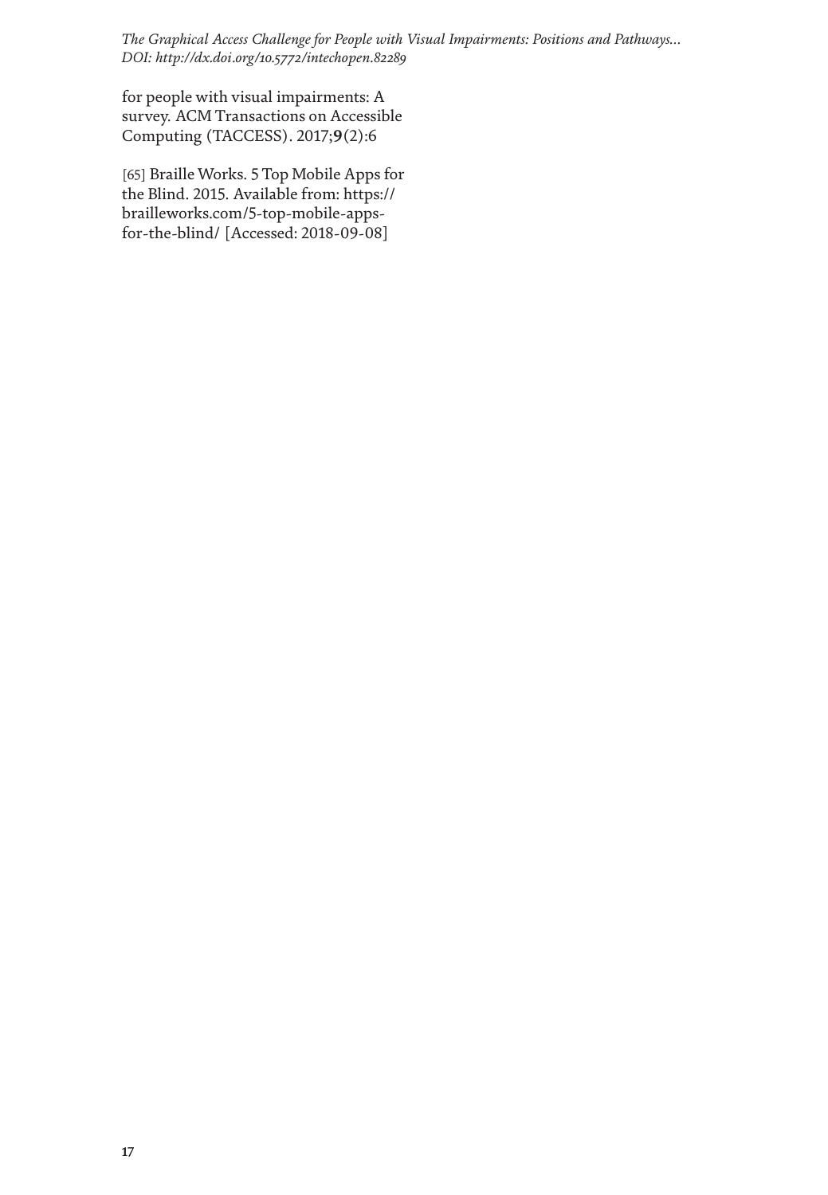for people with visual impairments: A survey. ACM Transactions on Accessible Computing (TACCESS). 2017;**9**(2):6

[65] Braille Works. 5 Top Mobile Apps for the Blind. 2015. Available from: https://brailleworks.com/5-top-mobile-apps-for-the-blind/ [Accessed: 2018-09-08]